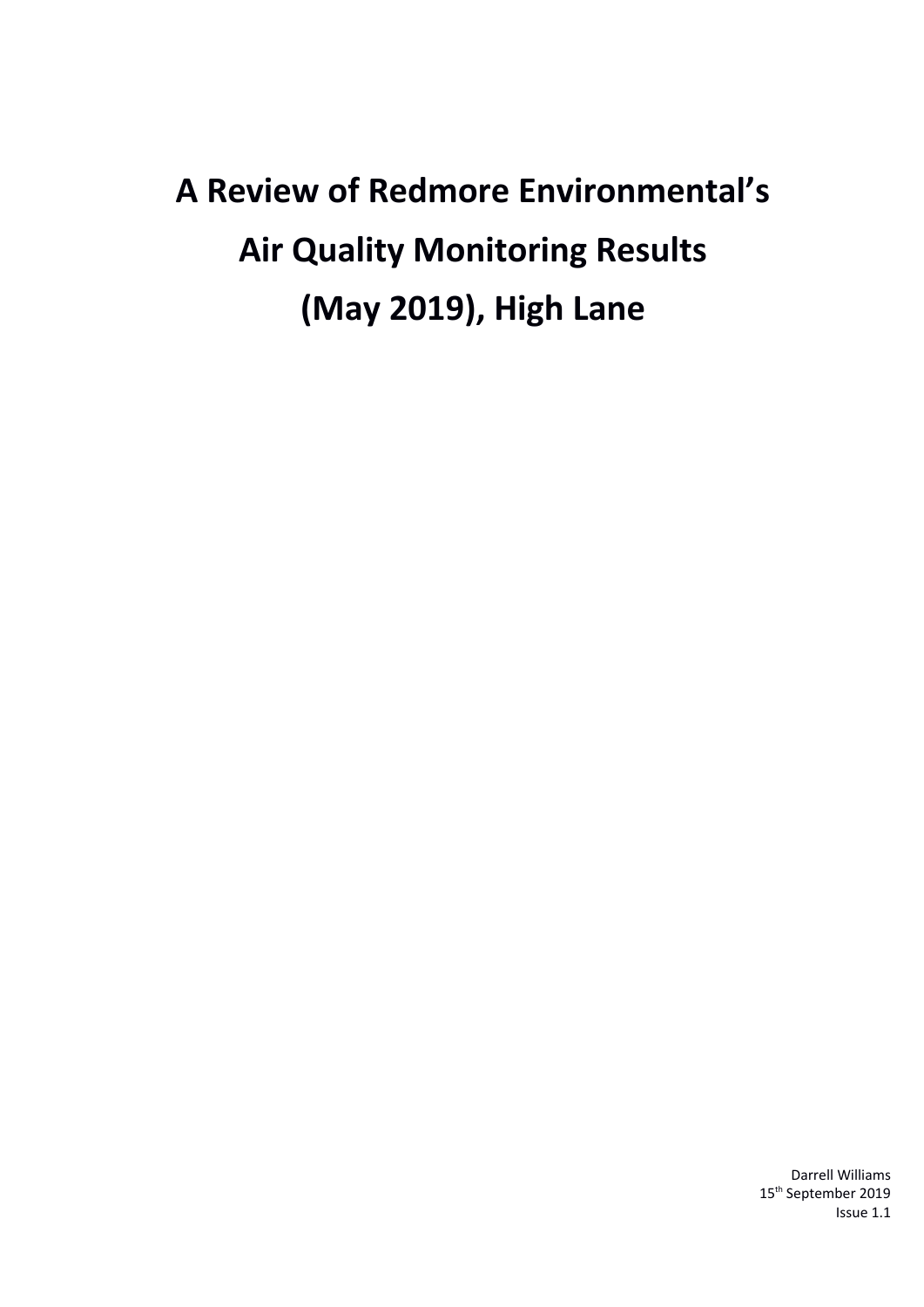# A Review of Redmore Environmental's Air Quality Monitoring Results (May 2019), High Lane

Darrell Williams
15th September 2019
Issue 1.1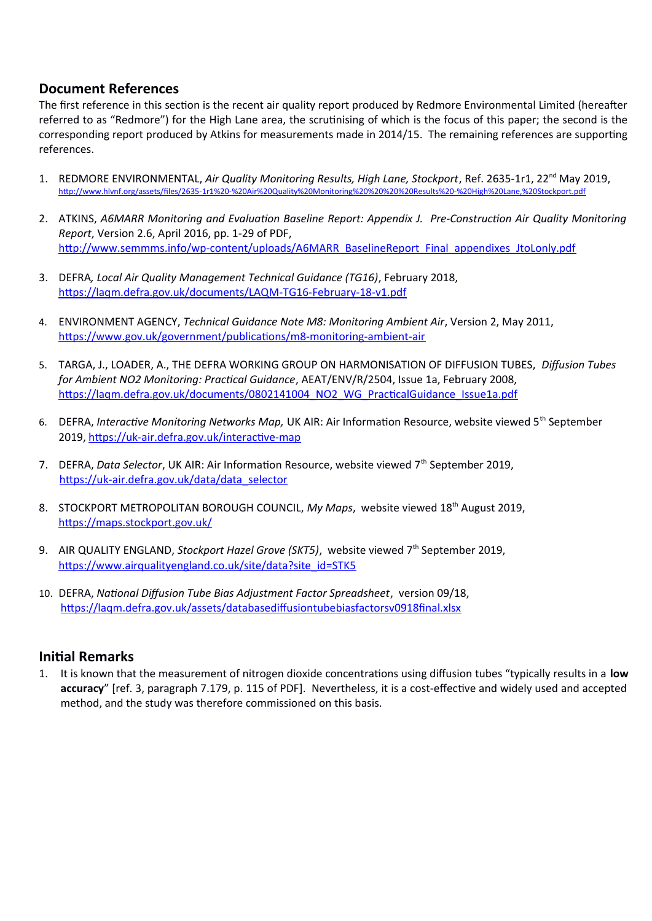## Document References

The first reference in this section is the recent air quality report produced by Redmore Environmental Limited (hereafter referred to as "Redmore") for the High Lane area, the scrutinising of which is the focus of this paper; the second is the corresponding report produced by Atkins for measurements made in 2014/15. The remaining references are supporting references.

1. REDMORE ENVIRONMENTAL, *Air Quality Monitoring Results, High Lane, Stockport*, Ref. 2635-1r1, 22nd May 2019, http://www.hlvnf.org/assets/files/2635-1r1%20-%20Air%20Quality%20Monitoring%20%20%20%20Results%20-%20High%20Lane,%20Stockport.pdf

2. ATKINS, *A6MARR Monitoring and Evaluation Baseline Report: Appendix J. Pre-Construction Air Quality Monitoring Report*, Version 2.6, April 2016, pp. 1-29 of PDF, http://www.semmms.info/wp-content/uploads/A6MARR_BaselineReport_Final_appendixes_JtoLonly.pdf

3. DEFRA, *Local Air Quality Management Technical Guidance (TG16)*, February 2018, https://laqm.defra.gov.uk/documents/LAQM-TG16-February-18-v1.pdf

4. ENVIRONMENT AGENCY, *Technical Guidance Note M8: Monitoring Ambient Air*, Version 2, May 2011, https://www.gov.uk/government/publications/m8-monitoring-ambient-air

5. TARGA, J., LOADER, A., THE DEFRA WORKING GROUP ON HARMONISATION OF DIFFUSION TUBES, *Diffusion Tubes for Ambient NO2 Monitoring: Practical Guidance*, AEAT/ENV/R/2504, Issue 1a, February 2008, https://laqm.defra.gov.uk/documents/0802141004_NO2_WG_PracticalGuidance_Issue1a.pdf

6. DEFRA, *Interactive Monitoring Networks Map,* UK AIR: Air Information Resource, website viewed 5th September 2019, https://uk-air.defra.gov.uk/interactive-map

7. DEFRA, *Data Selector*, UK AIR: Air Information Resource, website viewed 7th September 2019, https://uk-air.defra.gov.uk/data/data_selector

8. STOCKPORT METROPOLITAN BOROUGH COUNCIL, *My Maps*, website viewed 18th August 2019, https://maps.stockport.gov.uk/

9. AIR QUALITY ENGLAND, *Stockport Hazel Grove (SKT5)*, website viewed 7th September 2019, https://www.airqualityengland.co.uk/site/data?site_id=STK5

10. DEFRA, *National Diffusion Tube Bias Adjustment Factor Spreadsheet*, version 09/18, https://laqm.defra.gov.uk/assets/databasediffusiontubebiasfactorsv0918final.xlsx

## Initial Remarks

1. It is known that the measurement of nitrogen dioxide concentrations using diffusion tubes "typically results in a **low accuracy**" [ref. 3, paragraph 7.179, p. 115 of PDF]. Nevertheless, it is a cost-effective and widely used and accepted method, and the study was therefore commissioned on this basis.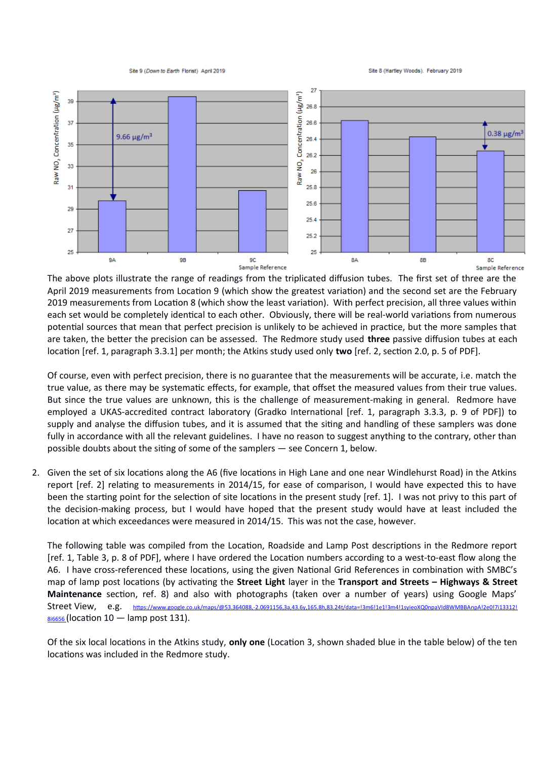Site 9 (*Down to Earth* Florist) April 2019

Site 8 (Hartley Woods). February 2019

The above plots illustrate the range of readings from the triplicated diffusion tubes. The first set of three are the April 2019 measurements from Location 9 (which show the greatest variation) and the second set are the February 2019 measurements from Location 8 (which show the least variation). With perfect precision, all three values within each set would be completely identical to each other. Obviously, there will be real-world variations from numerous potential sources that mean that perfect precision is unlikely to be achieved in practice, but the more samples that are taken, the better the precision can be assessed. The Redmore study used **three** passive diffusion tubes at each location [ref. 1, paragraph 3.3.1] per month; the Atkins study used only **two** [ref. 2, section 2.0, p. 5 of PDF].

Of course, even with perfect precision, there is no guarantee that the measurements will be accurate, i.e. match the true value, as there may be systematic effects, for example, that offset the measured values from their true values. But since the true values are unknown, this is the challenge of measurement-making in general. Redmore have employed a UKAS-accredited contract laboratory (Gradko International [ref. 1, paragraph 3.3.3, p. 9 of PDF]) to supply and analyse the diffusion tubes, and it is assumed that the siting and handling of these samplers was done fully in accordance with all the relevant guidelines. I have no reason to suggest anything to the contrary, other than possible doubts about the siting of some of the samplers — see Concern 1, below.

2. Given the set of six locations along the A6 (five locations in High Lane and one near Windlehurst Road) in the Atkins report [ref. 2] relating to measurements in 2014/15, for ease of comparison, I would have expected this to have been the starting point for the selection of site locations in the present study [ref. 1]. I was not privy to this part of the decision-making process, but I would have hoped that the present study would have at least included the location at which exceedances were measured in 2014/15. This was not the case, however.

   The following table was compiled from the Location, Roadside and Lamp Post descriptions in the Redmore report [ref. 1, Table 3, p. 8 of PDF], where I have ordered the Location numbers according to a west-to-east flow along the A6. I have cross-referenced these locations, using the given National Grid References in combination with SMBC's map of lamp post locations (by activating the **Street Light** layer in the **Transport and Streets – Highways & Street Maintenance** section, ref. 8) and also with photographs (taken over a number of years) using Google Maps' Street View, e.g. https://www.google.co.uk/maps/@53.364088,-2.0691156,3a,43.6y,165.8h,83.24t/data=!3m6!1e1!3m4!1syieoXQ0npaVld8WMBBAnpA!2e0!7i13312!8i6656 (location 10 — lamp post 131).

   Of the six local locations in the Atkins study, **only one** (Location 3, shown shaded blue in the table below) of the ten locations was included in the Redmore study.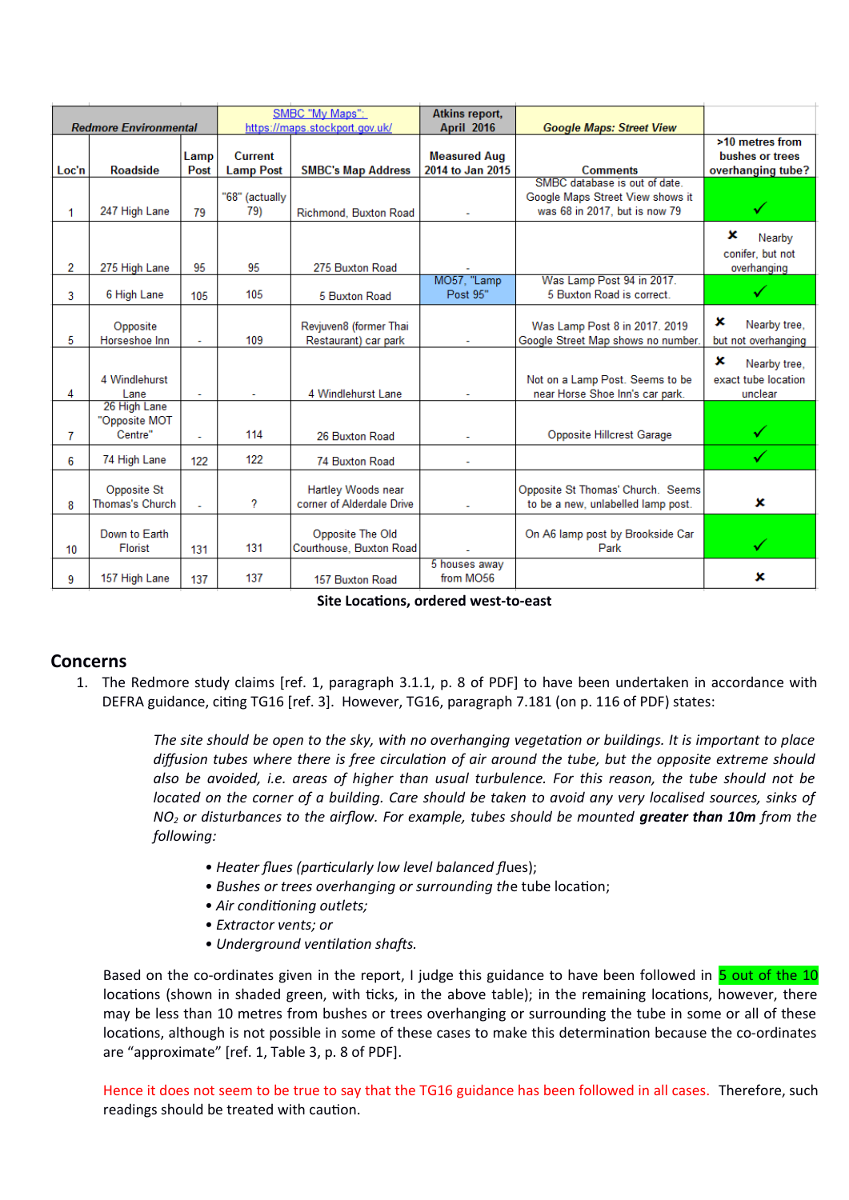| Redmore Environmental | | | SMBC "My Maps": https://maps.stockport.gov.uk/ | | Atkins report, April 2016 | Google Maps: Street View | |
|---|---|---|---|---|---|---|---|
| Loc'n | Roadside | Lamp Post | Current Lamp Post | SMBC's Map Address | Measured Aug 2014 to Jan 2015 | Comments | >10 metres from bushes or trees overhanging tube? |
| 1 | 247 High Lane | 79 | "68" (actually 79) | Richmond, Buxton Road | - | SMBC database is out of date. Google Maps Street View shows it was 68 in 2017, but is now 79 | ✓ |
| 2 | 275 High Lane | 95 | 95 | 275 Buxton Road | - | | ✗ Nearby conifer, but not overhanging |
| 3 | 6 High Lane | 105 | 105 | 5 Buxton Road | MO57, "Lamp Post 95" | Was Lamp Post 94 in 2017. 5 Buxton Road is correct. | ✓ |
| 5 | Opposite Horseshoe Inn | - | 109 | Revjuven8 (former Thai Restaurant) car park | - | Was Lamp Post 8 in 2017. 2019 Google Street Map shows no number. | ✗ Nearby tree, but not overhanging |
| 4 | 4 Windlehurst Lane | - | - | 4 Windlehurst Lane | - | Not on a Lamp Post. Seems to be near Horse Shoe Inn's car park. | ✗ Nearby tree, exact tube location unclear |
| 7 | 26 High Lane "Opposite MOT Centre" | - | 114 | 26 Buxton Road | - | Opposite Hillcrest Garage | ✓ |
| 6 | 74 High Lane | 122 | 122 | 74 Buxton Road | - | | ✓ |
| 8 | Opposite St Thomas's Church | - | ? | Hartley Woods near corner of Alderdale Drive | - | Opposite St Thomas' Church. Seems to be a new, unlabelled lamp post. | ✗ |
| 10 | Down to Earth Florist | 131 | 131 | Opposite The Old Courthouse, Buxton Road | - | On A6 lamp post by Brookside Car Park | ✓ |
| 9 | 157 High Lane | 137 | 137 | 157 Buxton Road | 5 houses away from MO56 | | ✗ |

**Site Locations, ordered west-to-east**

## Concerns

1. The Redmore study claims [ref. 1, paragraph 3.1.1, p. 8 of PDF] to have been undertaken in accordance with DEFRA guidance, citing TG16 [ref. 3]. However, TG16, paragraph 7.181 (on p. 116 of PDF) states:

   > *The site should be open to the sky, with no overhanging vegetation or buildings. It is important to place diffusion tubes where there is free circulation of air around the tube, but the opposite extreme should also be avoided, i.e. areas of higher than usual turbulence. For this reason, the tube should not be located on the corner of a building. Care should be taken to avoid any very localised sources, sinks of $NO_2$ or disturbances to the airflow. For example, tubes should be mounted **greater than 10m** from the following:*
   >
   > - *Heater flues (particularly low level balanced flues);*
   > - *Bushes or trees overhanging or surrounding the tube location;*
   > - *Air conditioning outlets;*
   > - *Extractor vents; or*
   > - *Underground ventilation shafts.*

   Based on the co-ordinates given in the report, I judge this guidance to have been followed in 5 out of the 10 locations (shown in shaded green, with ticks, in the above table); in the remaining locations, however, there may be less than 10 metres from bushes or trees overhanging or surrounding the tube in some or all of these locations, although is not possible in some of these cases to make this determination because the co-ordinates are "approximate" [ref. 1, Table 3, p. 8 of PDF].

   Hence it does not seem to be true to say that the TG16 guidance has been followed in all cases. Therefore, such readings should be treated with caution.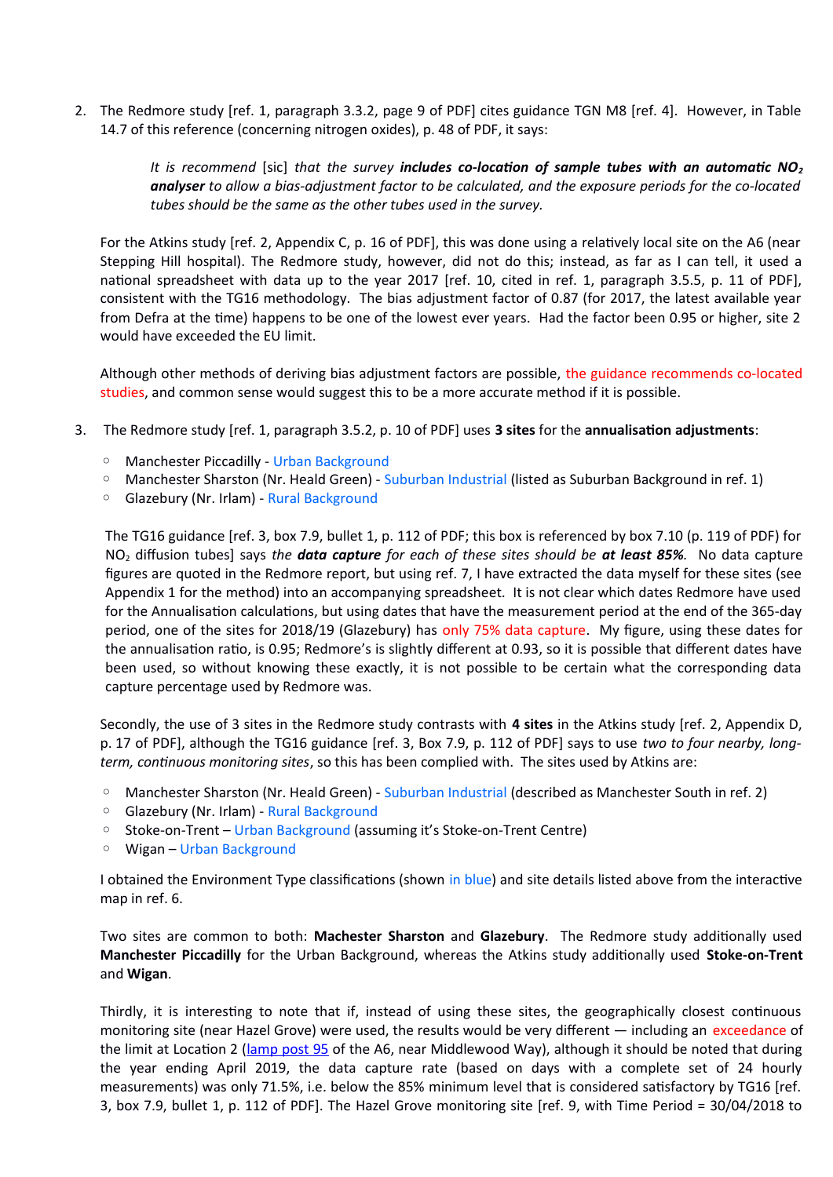2. The Redmore study [ref. 1, paragraph 3.3.2, page 9 of PDF] cites guidance TGN M8 [ref. 4]. However, in Table 14.7 of this reference (concerning nitrogen oxides), p. 48 of PDF, it says:

   > *It is recommend* [sic] *that the survey* ***includes co-location of sample tubes with an automatic $NO_2$ analyser*** *to allow a bias-adjustment factor to be calculated, and the exposure periods for the co-located tubes should be the same as the other tubes used in the survey.*

   For the Atkins study [ref. 2, Appendix C, p. 16 of PDF], this was done using a relatively local site on the A6 (near Stepping Hill hospital). The Redmore study, however, did not do this; instead, as far as I can tell, it used a national spreadsheet with data up to the year 2017 [ref. 10, cited in ref. 1, paragraph 3.5.5, p. 11 of PDF], consistent with the TG16 methodology. The bias adjustment factor of 0.87 (for 2017, the latest available year from Defra at the time) happens to be one of the lowest ever years. Had the factor been 0.95 or higher, site 2 would have exceeded the EU limit.

   Although other methods of deriving bias adjustment factors are possible, the guidance recommends co-located studies, and common sense would suggest this to be a more accurate method if it is possible.

3. The Redmore study [ref. 1, paragraph 3.5.2, p. 10 of PDF] uses **3 sites** for the **annualisation adjustments**:

   - Manchester Piccadilly - Urban Background
   - Manchester Sharston (Nr. Heald Green) - Suburban Industrial (listed as Suburban Background in ref. 1)
   - Glazebury (Nr. Irlam) - Rural Background

   The TG16 guidance [ref. 3, box 7.9, bullet 1, p. 112 of PDF; this box is referenced by box 7.10 (p. 119 of PDF) for $NO_2$ diffusion tubes] says *the* ***data capture*** *for each of these sites should be* ***at least 85%****.* No data capture figures are quoted in the Redmore report, but using ref. 7, I have extracted the data myself for these sites (see Appendix 1 for the method) into an accompanying spreadsheet. It is not clear which dates Redmore have used for the Annualisation calculations, but using dates that have the measurement period at the end of the 365-day period, one of the sites for 2018/19 (Glazebury) has only 75% data capture. My figure, using these dates for the annualisation ratio, is 0.95; Redmore's is slightly different at 0.93, so it is possible that different dates have been used, so without knowing these exactly, it is not possible to be certain what the corresponding data capture percentage used by Redmore was.

   Secondly, the use of 3 sites in the Redmore study contrasts with **4 sites** in the Atkins study [ref. 2, Appendix D, p. 17 of PDF], although the TG16 guidance [ref. 3, Box 7.9, p. 112 of PDF] says to use *two to four nearby, long-term, continuous monitoring sites*, so this has been complied with. The sites used by Atkins are:

   - Manchester Sharston (Nr. Heald Green) - Suburban Industrial (described as Manchester South in ref. 2)
   - Glazebury (Nr. Irlam) - Rural Background
   - Stoke-on-Trent – Urban Background (assuming it's Stoke-on-Trent Centre)
   - Wigan – Urban Background

   I obtained the Environment Type classifications (shown in blue) and site details listed above from the interactive map in ref. 6.

   Two sites are common to both: **Machester Sharston** and **Glazebury**. The Redmore study additionally used **Manchester Piccadilly** for the Urban Background, whereas the Atkins study additionally used **Stoke-on-Trent** and **Wigan**.

   Thirdly, it is interesting to note that if, instead of using these sites, the geographically closest continuous monitoring site (near Hazel Grove) were used, the results would be very different — including an exceedance of the limit at Location 2 (lamp post 95 of the A6, near Middlewood Way), although it should be noted that during the year ending April 2019, the data capture rate (based on days with a complete set of 24 hourly measurements) was only 71.5%, i.e. below the 85% minimum level that is considered satisfactory by TG16 [ref. 3, box 7.9, bullet 1, p. 112 of PDF]. The Hazel Grove monitoring site [ref. 9, with Time Period = 30/04/2018 to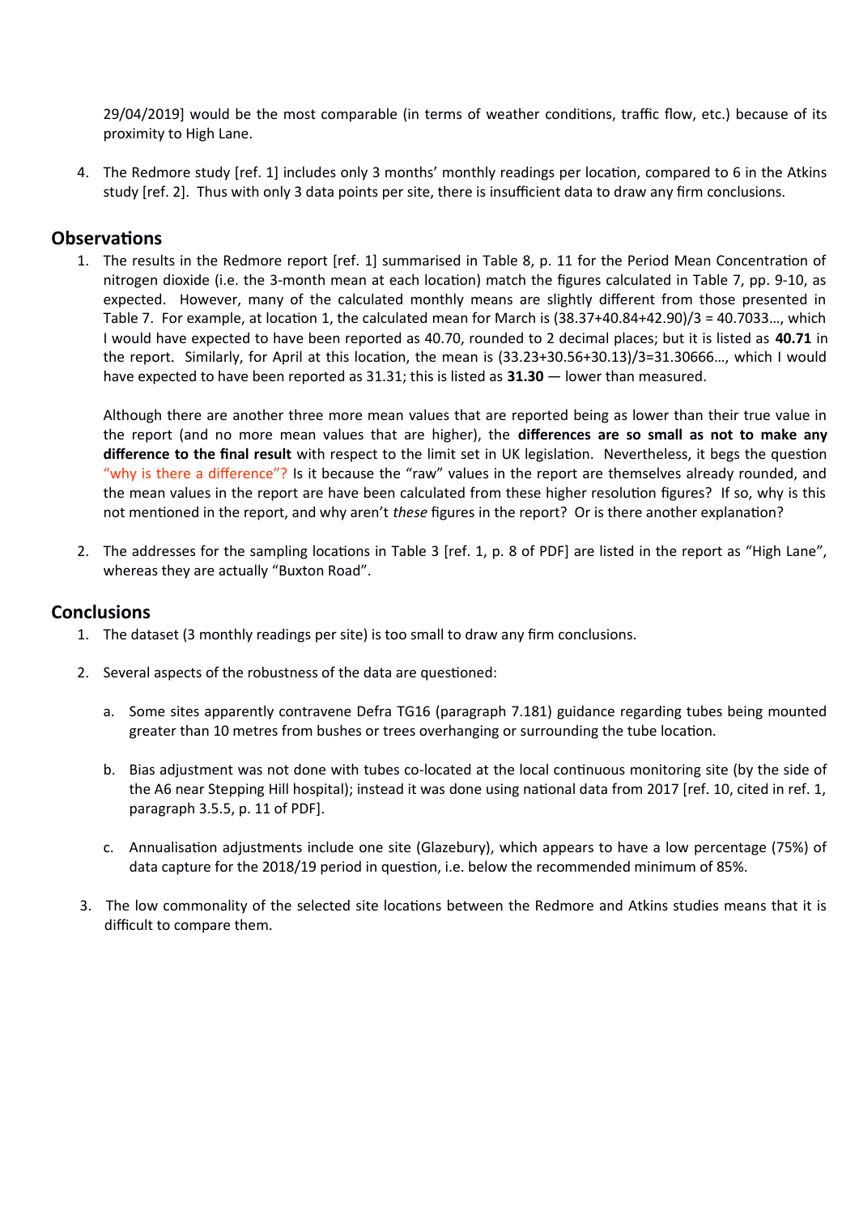29/04/2019] would be the most comparable (in terms of weather conditions, traffic flow, etc.) because of its proximity to High Lane.

4. The Redmore study [ref. 1] includes only 3 months' monthly readings per location, compared to 6 in the Atkins study [ref. 2]. Thus with only 3 data points per site, there is insufficient data to draw any firm conclusions.

## Observations

1. The results in the Redmore report [ref. 1] summarised in Table 8, p. 11 for the Period Mean Concentration of nitrogen dioxide (i.e. the 3-month mean at each location) match the figures calculated in Table 7, pp. 9-10, as expected. However, many of the calculated monthly means are slightly different from those presented in Table 7. For example, at location 1, the calculated mean for March is (38.37+40.84+42.90)/3 = 40.7033…, which I would have expected to have been reported as 40.70, rounded to 2 decimal places; but it is listed as **40.71** in the report. Similarly, for April at this location, the mean is (33.23+30.56+30.13)/3=31.30666…, which I would have expected to have been reported as 31.31; this is listed as **31.30** — lower than measured.

   Although there are another three more mean values that are reported being as lower than their true value in the report (and no more mean values that are higher), the **differences are so small as not to make any difference to the final result** with respect to the limit set in UK legislation. Nevertheless, it begs the question "why is there a difference"? Is it because the "raw" values in the report are themselves already rounded, and the mean values in the report are have been calculated from these higher resolution figures? If so, why is this not mentioned in the report, and why aren't *these* figures in the report? Or is there another explanation?

2. The addresses for the sampling locations in Table 3 [ref. 1, p. 8 of PDF] are listed in the report as "High Lane", whereas they are actually "Buxton Road".

## Conclusions

1. The dataset (3 monthly readings per site) is too small to draw any firm conclusions.

2. Several aspects of the robustness of the data are questioned:

   a. Some sites apparently contravene Defra TG16 (paragraph 7.181) guidance regarding tubes being mounted greater than 10 metres from bushes or trees overhanging or surrounding the tube location.

   b. Bias adjustment was not done with tubes co-located at the local continuous monitoring site (by the side of the A6 near Stepping Hill hospital); instead it was done using national data from 2017 [ref. 10, cited in ref. 1, paragraph 3.5.5, p. 11 of PDF].

   c. Annualisation adjustments include one site (Glazebury), which appears to have a low percentage (75%) of data capture for the 2018/19 period in question, i.e. below the recommended minimum of 85%.

3. The low commonality of the selected site locations between the Redmore and Atkins studies means that it is difficult to compare them.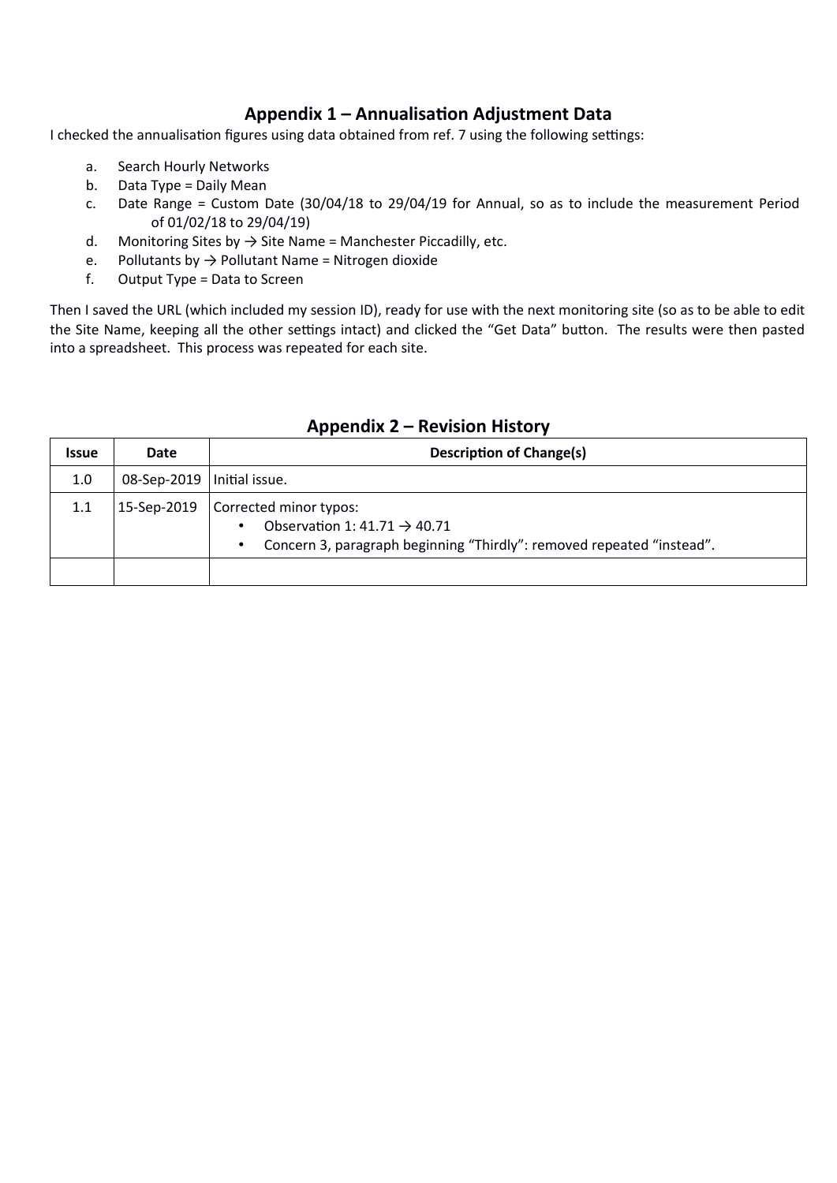## Appendix 1 – Annualisation Adjustment Data

I checked the annualisation figures using data obtained from ref. 7 using the following settings:

a. Search Hourly Networks
b. Data Type = Daily Mean
c. Date Range = Custom Date (30/04/18 to 29/04/19 for Annual, so as to include the measurement Period of 01/02/18 to 29/04/19)
d. Monitoring Sites by → Site Name = Manchester Piccadilly, etc.
e. Pollutants by → Pollutant Name = Nitrogen dioxide
f. Output Type = Data to Screen

Then I saved the URL (which included my session ID), ready for use with the next monitoring site (so as to be able to edit the Site Name, keeping all the other settings intact) and clicked the "Get Data" button. The results were then pasted into a spreadsheet. This process was repeated for each site.

## Appendix 2 – Revision History

| Issue | Date | Description of Change(s) |
|---|---|---|
| 1.0 | 08-Sep-2019 | Initial issue. |
| 1.1 | 15-Sep-2019 | Corrected minor typos:<br>• Observation 1: 41.71 → 40.71<br>• Concern 3, paragraph beginning "Thirdly": removed repeated "instead". |
| | | |